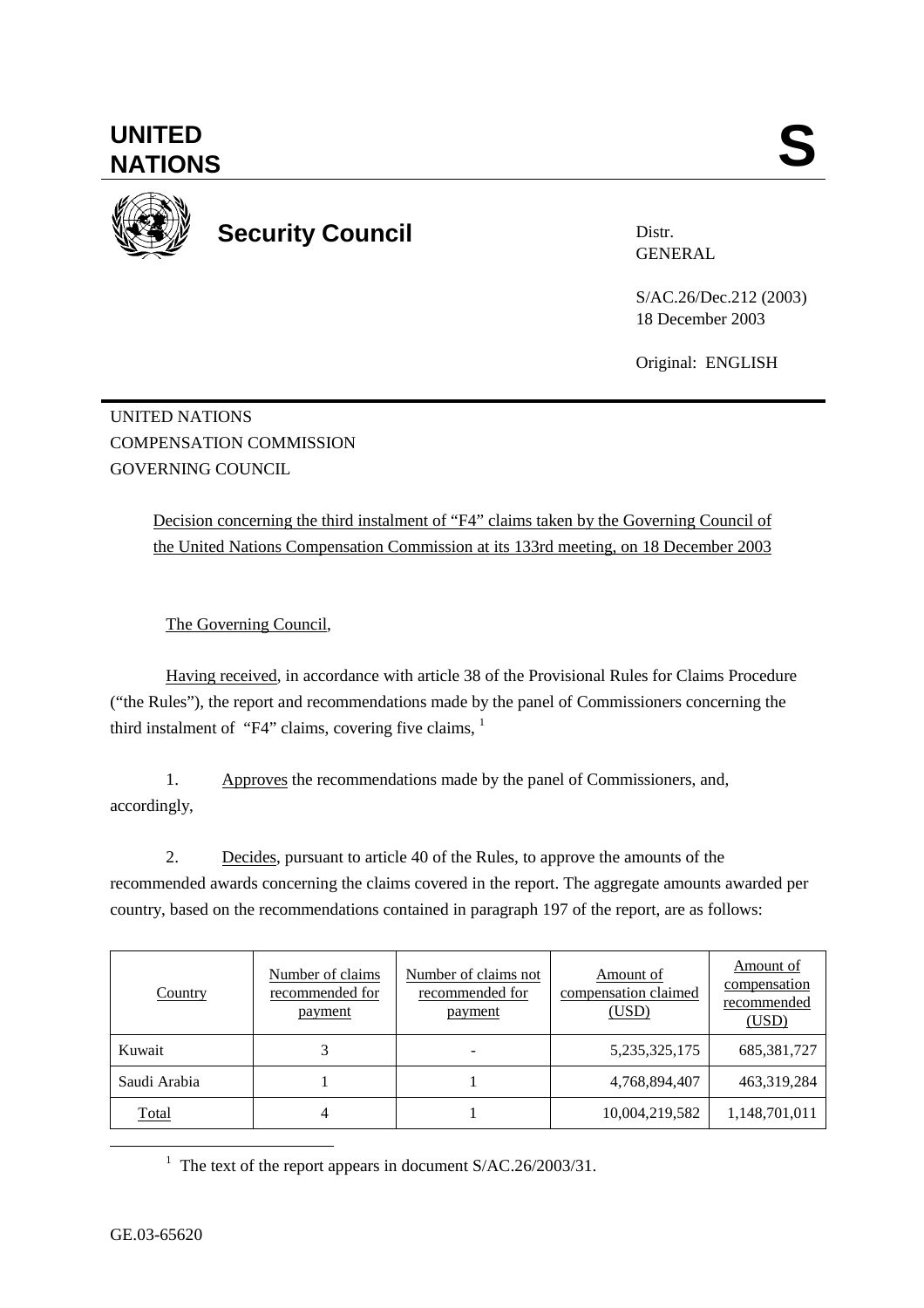# UNITED NATIONS

# S

## Security Council

Distr.
GENERAL

S/AC.26/Dec.212 (2003)
18 December 2003

Original: ENGLISH

UNITED NATIONS
COMPENSATION COMMISSION
GOVERNING COUNCIL

Decision concerning the third instalment of "F4" claims taken by the Governing Council of the United Nations Compensation Commission at its 133rd meeting, on 18 December 2003

The Governing Council,

Having received, in accordance with article 38 of the Provisional Rules for Claims Procedure ("the Rules"), the report and recommendations made by the panel of Commissioners concerning the third instalment of "F4" claims, covering five claims, [1]

1. Approves the recommendations made by the panel of Commissioners, and, accordingly,

2. Decides, pursuant to article 40 of the Rules, to approve the amounts of the recommended awards concerning the claims covered in the report. The aggregate amounts awarded per country, based on the recommendations contained in paragraph 197 of the report, are as follows:

| Country | Number of claims recommended for payment | Number of claims not recommended for payment | Amount of compensation claimed (USD) | Amount of compensation recommended (USD) |
|---|---|---|---|---|
| Kuwait | 3 | - | 5,235,325,175 | 685,381,727 |
| Saudi Arabia | 1 | 1 | 4,768,894,407 | 463,319,284 |
| Total | 4 | 1 | 10,004,219,582 | 1,148,701,011 |

[1] The text of the report appears in document S/AC.26/2003/31.

GE.03-65620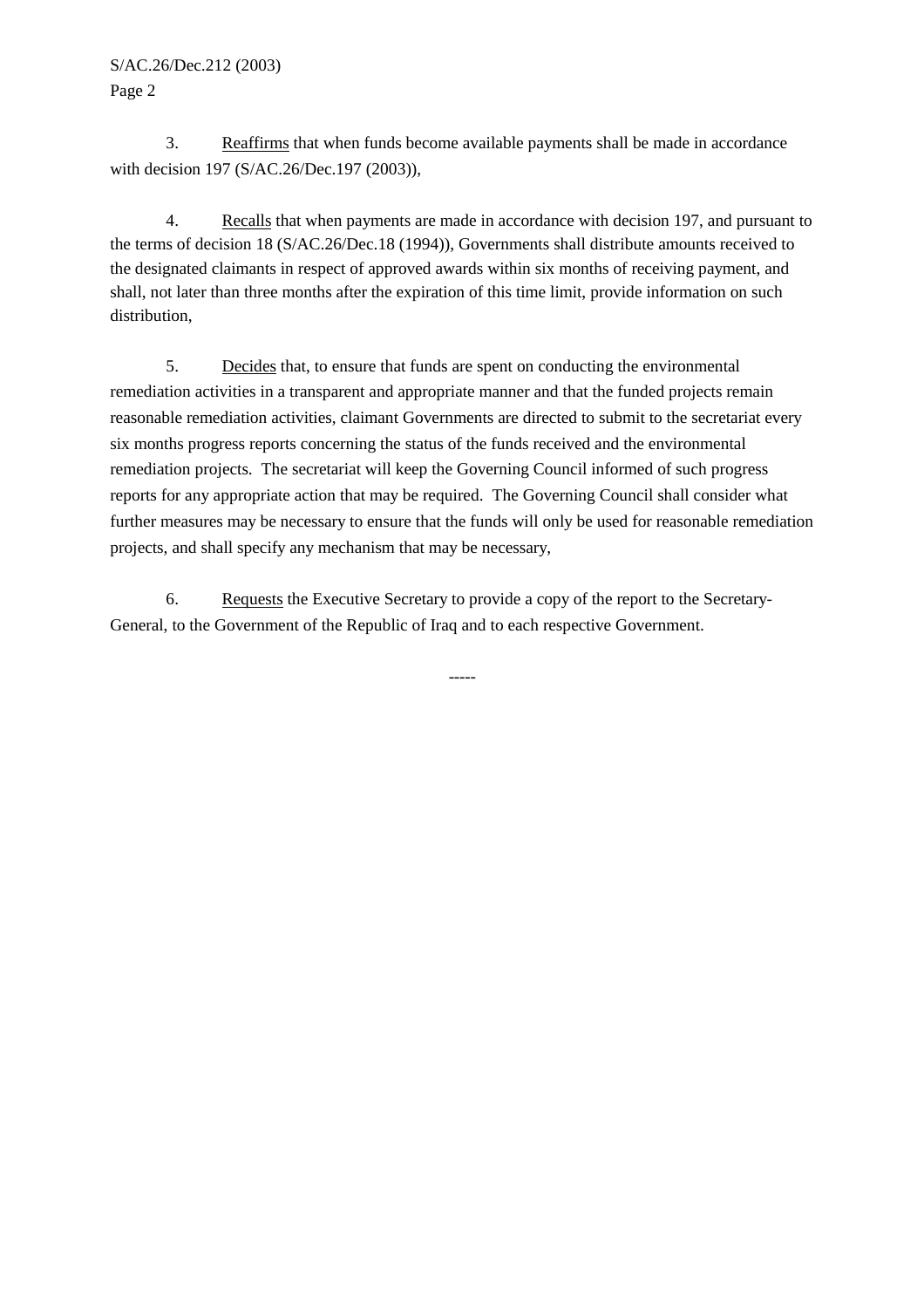3. Reaffirms that when funds become available payments shall be made in accordance with decision 197 (S/AC.26/Dec.197 (2003)),

4. Recalls that when payments are made in accordance with decision 197, and pursuant to the terms of decision 18 (S/AC.26/Dec.18 (1994)), Governments shall distribute amounts received to the designated claimants in respect of approved awards within six months of receiving payment, and shall, not later than three months after the expiration of this time limit, provide information on such distribution,

5. Decides that, to ensure that funds are spent on conducting the environmental remediation activities in a transparent and appropriate manner and that the funded projects remain reasonable remediation activities, claimant Governments are directed to submit to the secretariat every six months progress reports concerning the status of the funds received and the environmental remediation projects. The secretariat will keep the Governing Council informed of such progress reports for any appropriate action that may be required. The Governing Council shall consider what further measures may be necessary to ensure that the funds will only be used for reasonable remediation projects, and shall specify any mechanism that may be necessary,

6. Requests the Executive Secretary to provide a copy of the report to the Secretary-General, to the Government of the Republic of Iraq and to each respective Government.

-----